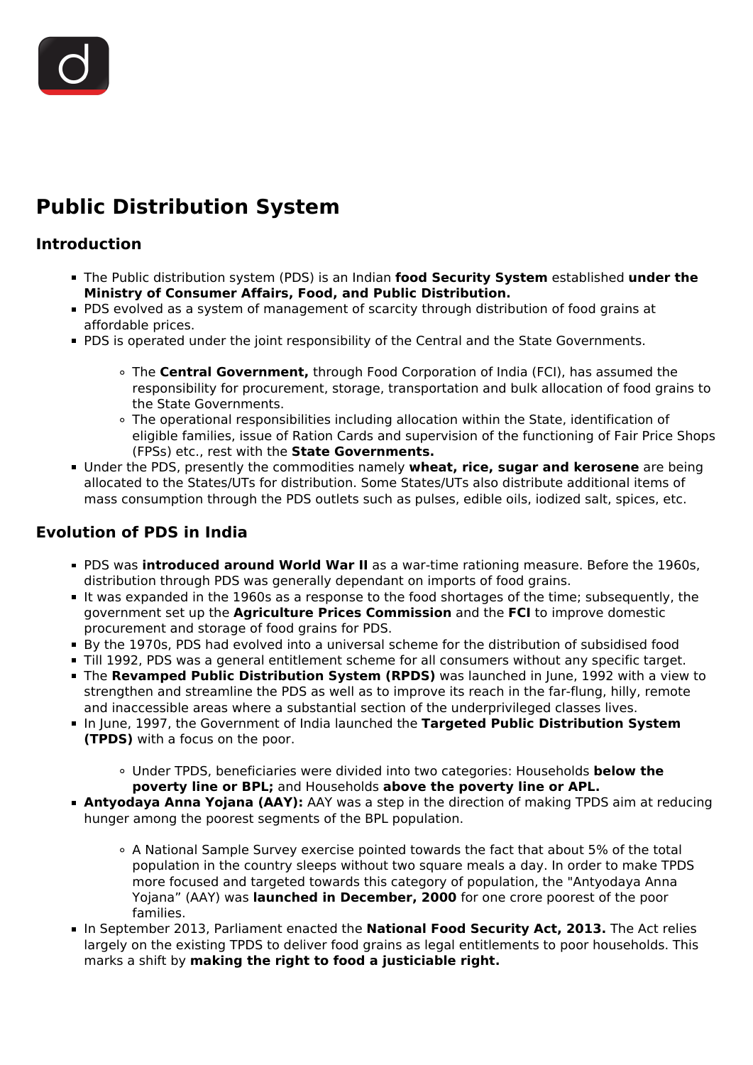# Public Distribution System

## Introduction

- The Public distribution system (PDS) is an Indian **food Security System** established **under the Ministry of Consumer Affairs, Food, and Public Distribution.**
- PDS evolved as a system of management of scarcity through distribution of food grains at affordable prices.
- PDS is operated under the joint responsibility of the Central and the State Governments.
  - The **Central Government,** through Food Corporation of India (FCI), has assumed the responsibility for procurement, storage, transportation and bulk allocation of food grains to the State Governments.
  - The operational responsibilities including allocation within the State, identification of eligible families, issue of Ration Cards and supervision of the functioning of Fair Price Shops (FPSs) etc., rest with the **State Governments.**
- Under the PDS, presently the commodities namely **wheat, rice, sugar and kerosene** are being allocated to the States/UTs for distribution. Some States/UTs also distribute additional items of mass consumption through the PDS outlets such as pulses, edible oils, iodized salt, spices, etc.

## Evolution of PDS in India

- PDS was **introduced around World War II** as a war-time rationing measure. Before the 1960s, distribution through PDS was generally dependant on imports of food grains.
- It was expanded in the 1960s as a response to the food shortages of the time; subsequently, the government set up the **Agriculture Prices Commission** and the **FCI** to improve domestic procurement and storage of food grains for PDS.
- By the 1970s, PDS had evolved into a universal scheme for the distribution of subsidised food
- Till 1992, PDS was a general entitlement scheme for all consumers without any specific target.
- The **Revamped Public Distribution System (RPDS)** was launched in June, 1992 with a view to strengthen and streamline the PDS as well as to improve its reach in the far-flung, hilly, remote and inaccessible areas where a substantial section of the underprivileged classes lives.
- In June, 1997, the Government of India launched the **Targeted Public Distribution System (TPDS)** with a focus on the poor.
  - Under TPDS, beneficiaries were divided into two categories: Households **below the poverty line or BPL;** and Households **above the poverty line or APL.**
- **Antyodaya Anna Yojana (AAY):** AAY was a step in the direction of making TPDS aim at reducing hunger among the poorest segments of the BPL population.
  - A National Sample Survey exercise pointed towards the fact that about 5% of the total population in the country sleeps without two square meals a day. In order to make TPDS more focused and targeted towards this category of population, the "Antyodaya Anna Yojana" (AAY) was **launched in December, 2000** for one crore poorest of the poor families.
- In September 2013, Parliament enacted the **National Food Security Act, 2013.** The Act relies largely on the existing TPDS to deliver food grains as legal entitlements to poor households. This marks a shift by **making the right to food a justiciable right.**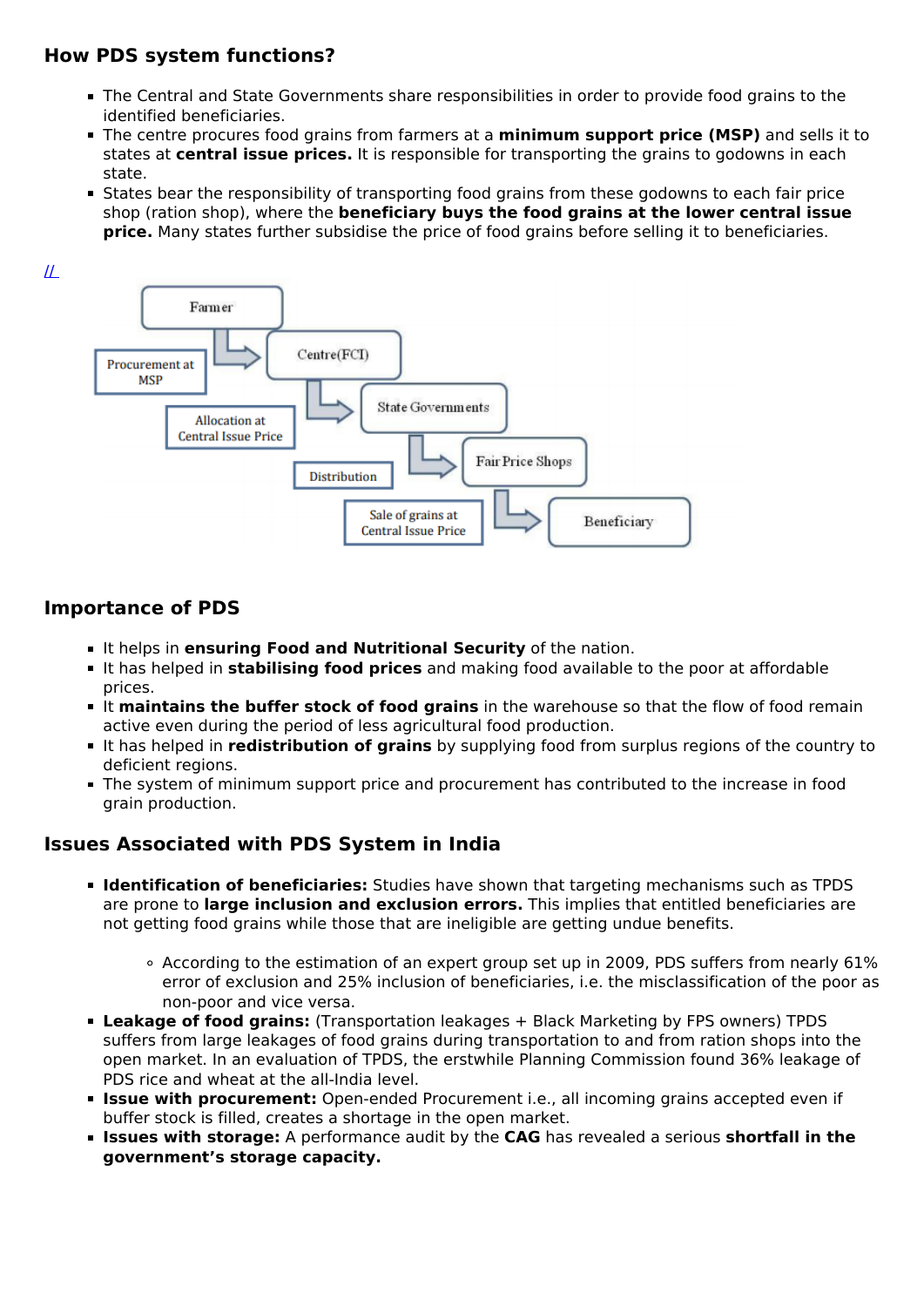## How PDS system functions?

- The Central and State Governments share responsibilities in order to provide food grains to the identified beneficiaries.
- The centre procures food grains from farmers at a **minimum support price (MSP)** and sells it to states at **central issue prices.** It is responsible for transporting the grains to godowns in each state.
- States bear the responsibility of transporting food grains from these godowns to each fair price shop (ration shop), where the **beneficiary buys the food grains at the lower central issue price.** Many states further subsidise the price of food grains before selling it to beneficiaries.

## Importance of PDS

- It helps in **ensuring Food and Nutritional Security** of the nation.
- It has helped in **stabilising food prices** and making food available to the poor at affordable prices.
- It **maintains the buffer stock of food grains** in the warehouse so that the flow of food remain active even during the period of less agricultural food production.
- It has helped in **redistribution of grains** by supplying food from surplus regions of the country to deficient regions.
- The system of minimum support price and procurement has contributed to the increase in food grain production.

## Issues Associated with PDS System in India

- **Identification of beneficiaries:** Studies have shown that targeting mechanisms such as TPDS are prone to **large inclusion and exclusion errors.** This implies that entitled beneficiaries are not getting food grains while those that are ineligible are getting undue benefits.
  - According to the estimation of an expert group set up in 2009, PDS suffers from nearly 61% error of exclusion and 25% inclusion of beneficiaries, i.e. the misclassification of the poor as non-poor and vice versa.
- **Leakage of food grains:** (Transportation leakages + Black Marketing by FPS owners) TPDS suffers from large leakages of food grains during transportation to and from ration shops into the open market. In an evaluation of TPDS, the erstwhile Planning Commission found 36% leakage of PDS rice and wheat at the all-India level.
- **Issue with procurement:** Open-ended Procurement i.e., all incoming grains accepted even if buffer stock is filled, creates a shortage in the open market.
- **Issues with storage:** A performance audit by the **CAG** has revealed a serious **shortfall in the government's storage capacity.**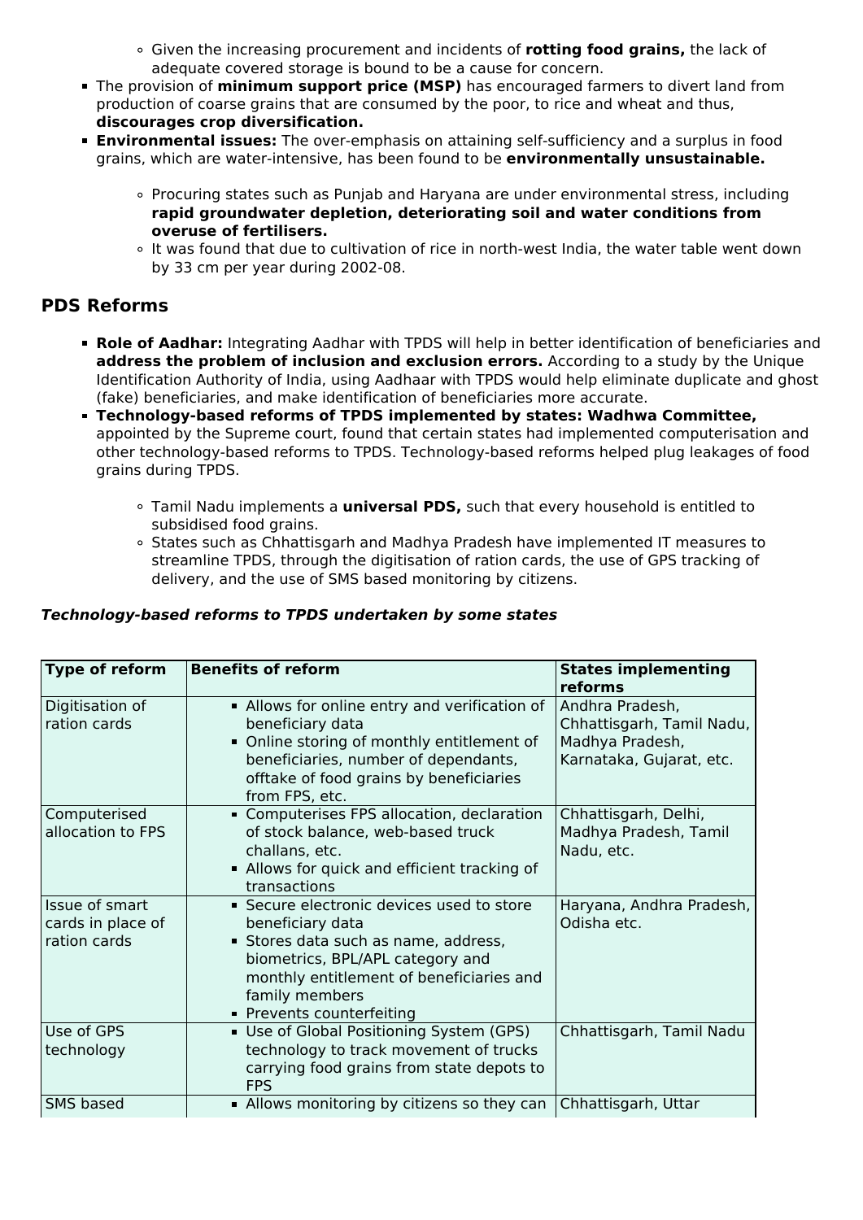- Given the increasing procurement and incidents of **rotting food grains,** the lack of adequate covered storage is bound to be a cause for concern.
- The provision of **minimum support price (MSP)** has encouraged farmers to divert land from production of coarse grains that are consumed by the poor, to rice and wheat and thus, **discourages crop diversification.**
- **Environmental issues:** The over-emphasis on attaining self-sufficiency and a surplus in food grains, which are water-intensive, has been found to be **environmentally unsustainable.**
    - Procuring states such as Punjab and Haryana are under environmental stress, including **rapid groundwater depletion, deteriorating soil and water conditions from overuse of fertilisers.**
    - It was found that due to cultivation of rice in north-west India, the water table went down by 33 cm per year during 2002-08.

## PDS Reforms

- **Role of Aadhar:** Integrating Aadhar with TPDS will help in better identification of beneficiaries and **address the problem of inclusion and exclusion errors.** According to a study by the Unique Identification Authority of India, using Aadhaar with TPDS would help eliminate duplicate and ghost (fake) beneficiaries, and make identification of beneficiaries more accurate.
- **Technology-based reforms of TPDS implemented by states: Wadhwa Committee,** appointed by the Supreme court, found that certain states had implemented computerisation and other technology-based reforms to TPDS. Technology-based reforms helped plug leakages of food grains during TPDS.
    - Tamil Nadu implements a **universal PDS,** such that every household is entitled to subsidised food grains.
    - States such as Chhattisgarh and Madhya Pradesh have implemented IT measures to streamline TPDS, through the digitisation of ration cards, the use of GPS tracking of delivery, and the use of SMS based monitoring by citizens.

***Technology-based reforms to TPDS undertaken by some states***

| Type of reform | Benefits of reform | States implementing reforms |
|---|---|---|
| Digitisation of ration cards | • Allows for online entry and verification of beneficiary data<br>• Online storing of monthly entitlement of beneficiaries, number of dependants, offtake of food grains by beneficiaries from FPS, etc. | Andhra Pradesh, Chhattisgarh, Tamil Nadu, Madhya Pradesh, Karnataka, Gujarat, etc. |
| Computerised allocation to FPS | • Computerises FPS allocation, declaration of stock balance, web-based truck challans, etc.<br>• Allows for quick and efficient tracking of transactions | Chhattisgarh, Delhi, Madhya Pradesh, Tamil Nadu, etc. |
| Issue of smart cards in place of ration cards | • Secure electronic devices used to store beneficiary data<br>• Stores data such as name, address, biometrics, BPL/APL category and monthly entitlement of beneficiaries and family members<br>• Prevents counterfeiting | Haryana, Andhra Pradesh, Odisha etc. |
| Use of GPS technology | • Use of Global Positioning System (GPS) technology to track movement of trucks carrying food grains from state depots to FPS | Chhattisgarh, Tamil Nadu |
| SMS based | • Allows monitoring by citizens so they can | Chhattisgarh, Uttar |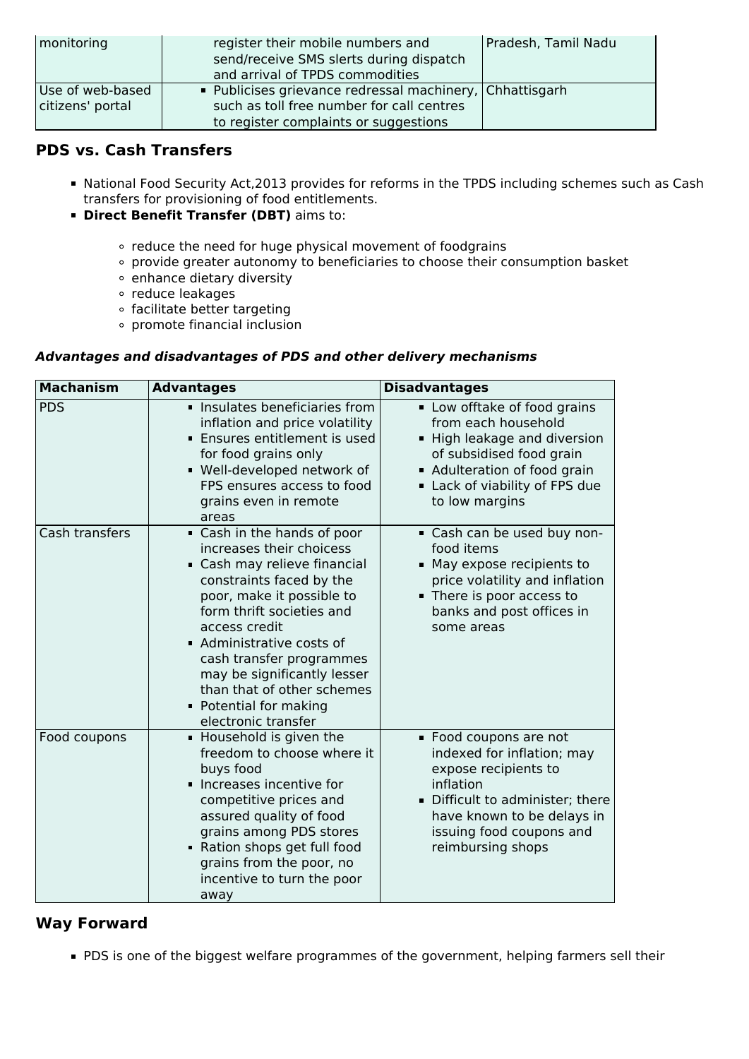| monitoring | register their mobile numbers and send/receive SMS slerts during dispatch and arrival of TPDS commodities | Pradesh, Tamil Nadu |
|---|---|---|
| Use of web-based citizens' portal | ▪ Publicises grievance redressal machinery, such as toll free number for call centres to register complaints or suggestions | Chhattisgarh |

## PDS vs. Cash Transfers

- National Food Security Act,2013 provides for reforms in the TPDS including schemes such as Cash transfers for provisioning of food entitlements.
- **Direct Benefit Transfer (DBT)** aims to:
  - reduce the need for huge physical movement of foodgrains
  - provide greater autonomy to beneficiaries to choose their consumption basket
  - enhance dietary diversity
  - reduce leakages
  - facilitate better targeting
  - promote financial inclusion

***Advantages and disadvantages of PDS and other delivery mechanisms***

| Machanism | Advantages | Disadvantages |
|---|---|---|
| PDS | ▪ Insulates beneficiaries from inflation and price volatility<br>▪ Ensures entitlement is used for food grains only<br>▪ Well-developed network of FPS ensures access to food grains even in remote areas | ▪ Low offtake of food grains from each household<br>▪ High leakage and diversion of subsidised food grain<br>▪ Adulteration of food grain<br>▪ Lack of viability of FPS due to low margins |
| Cash transfers | ▪ Cash in the hands of poor increases their choicess<br>▪ Cash may relieve financial constraints faced by the poor, make it possible to form thrift societies and access credit<br>▪ Administrative costs of cash transfer programmes may be significantly lesser than that of other schemes<br>▪ Potential for making electronic transfer | ▪ Cash can be used buy non-food items<br>▪ May expose recipients to price volatility and inflation<br>▪ There is poor access to banks and post offices in some areas |
| Food coupons | ▪ Household is given the freedom to choose where it buys food<br>▪ Increases incentive for competitive prices and assured quality of food grains among PDS stores<br>▪ Ration shops get full food grains from the poor, no incentive to turn the poor away | ▪ Food coupons are not indexed for inflation; may expose recipients to inflation<br>▪ Difficult to administer; there have known to be delays in issuing food coupons and reimbursing shops |

## Way Forward

- PDS is one of the biggest welfare programmes of the government, helping farmers sell their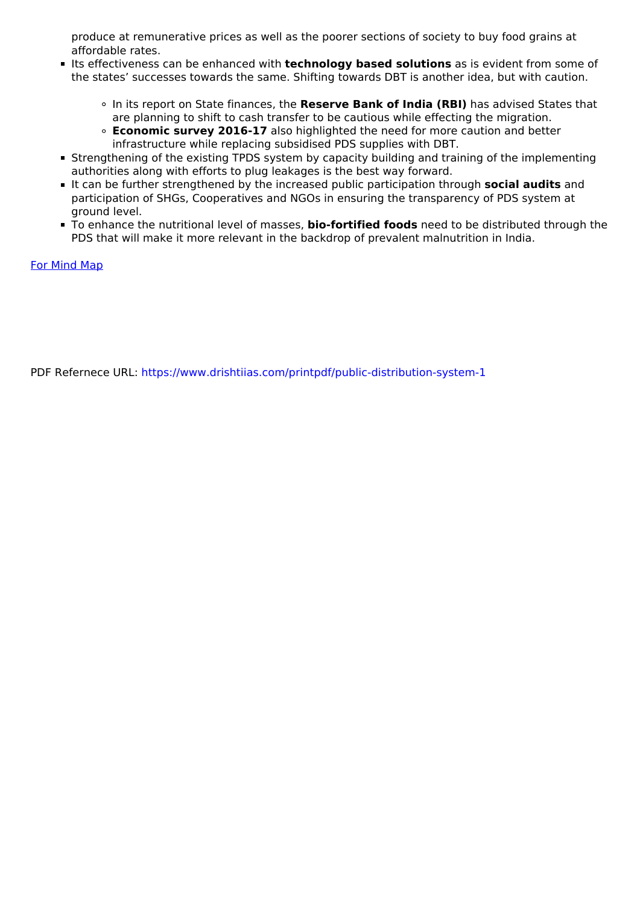produce at remunerative prices as well as the poorer sections of society to buy food grains at affordable rates.

- Its effectiveness can be enhanced with **technology based solutions** as is evident from some of the states' successes towards the same. Shifting towards DBT is another idea, but with caution.
    - In its report on State finances, the **Reserve Bank of India (RBI)** has advised States that are planning to shift to cash transfer to be cautious while effecting the migration.
    - **Economic survey 2016-17** also highlighted the need for more caution and better infrastructure while replacing subsidised PDS supplies with DBT.
- Strengthening of the existing TPDS system by capacity building and training of the implementing authorities along with efforts to plug leakages is the best way forward.
- It can be further strengthened by the increased public participation through **social audits** and participation of SHGs, Cooperatives and NGOs in ensuring the transparency of PDS system at ground level.
- To enhance the nutritional level of masses, **bio-fortified foods** need to be distributed through the PDS that will make it more relevant in the backdrop of prevalent malnutrition in India.

For Mind Map

PDF Refernece URL: https://www.drishtiias.com/printpdf/public-distribution-system-1